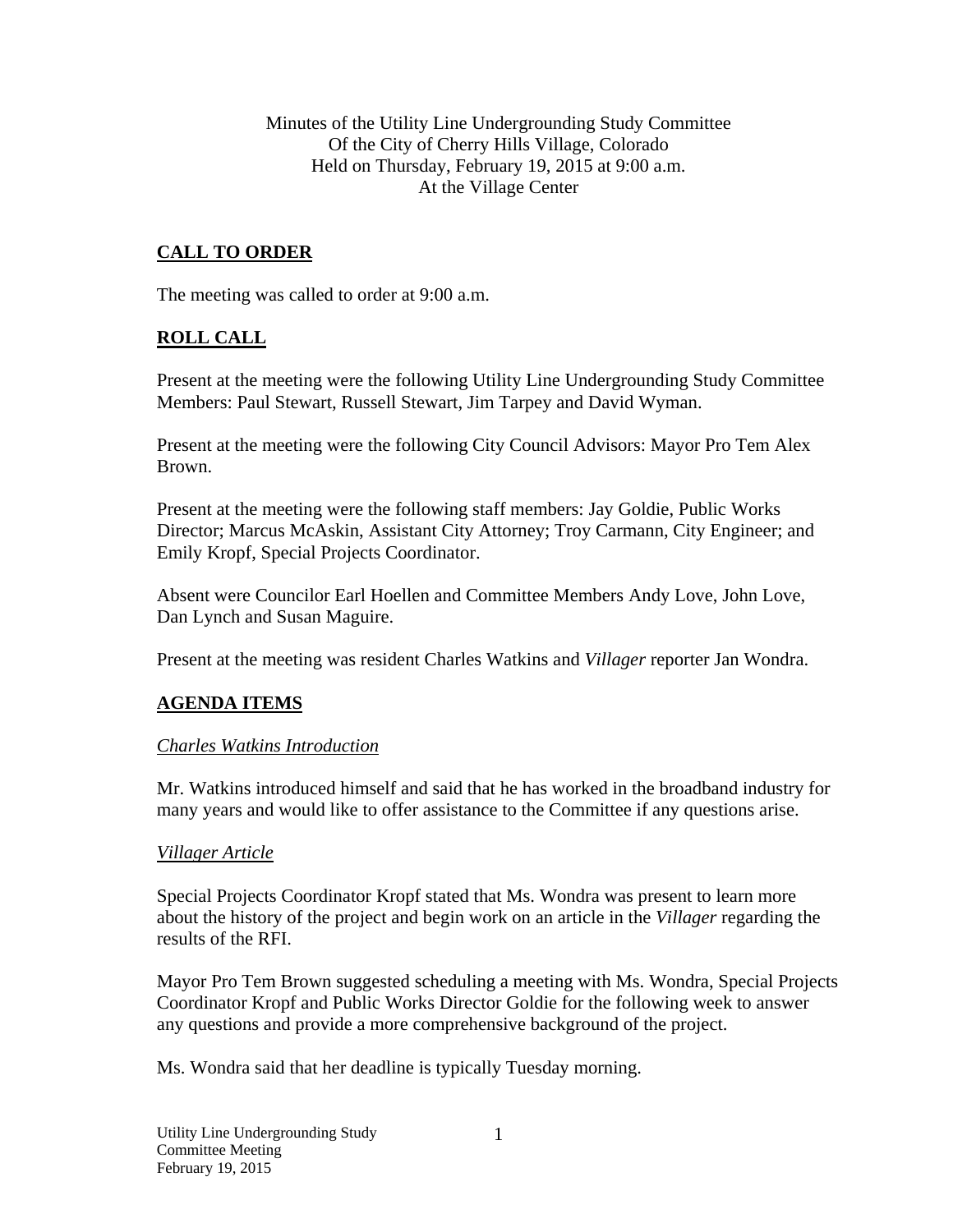Minutes of the Utility Line Undergrounding Study Committee
Of the City of Cherry Hills Village, Colorado
Held on Thursday, February 19, 2015 at 9:00 a.m.
At the Village Center

## CALL TO ORDER

The meeting was called to order at 9:00 a.m.

## ROLL CALL

Present at the meeting were the following Utility Line Undergrounding Study Committee Members: Paul Stewart, Russell Stewart, Jim Tarpey and David Wyman.

Present at the meeting were the following City Council Advisors: Mayor Pro Tem Alex Brown.

Present at the meeting were the following staff members: Jay Goldie, Public Works Director; Marcus McAskin, Assistant City Attorney; Troy Carmann, City Engineer; and Emily Kropf, Special Projects Coordinator.

Absent were Councilor Earl Hoellen and Committee Members Andy Love, John Love, Dan Lynch and Susan Maguire.

Present at the meeting was resident Charles Watkins and *Villager* reporter Jan Wondra.

## AGENDA ITEMS

### *Charles Watkins Introduction*

Mr. Watkins introduced himself and said that he has worked in the broadband industry for many years and would like to offer assistance to the Committee if any questions arise.

### *Villager Article*

Special Projects Coordinator Kropf stated that Ms. Wondra was present to learn more about the history of the project and begin work on an article in the *Villager* regarding the results of the RFI.

Mayor Pro Tem Brown suggested scheduling a meeting with Ms. Wondra, Special Projects Coordinator Kropf and Public Works Director Goldie for the following week to answer any questions and provide a more comprehensive background of the project.

Ms. Wondra said that her deadline is typically Tuesday morning.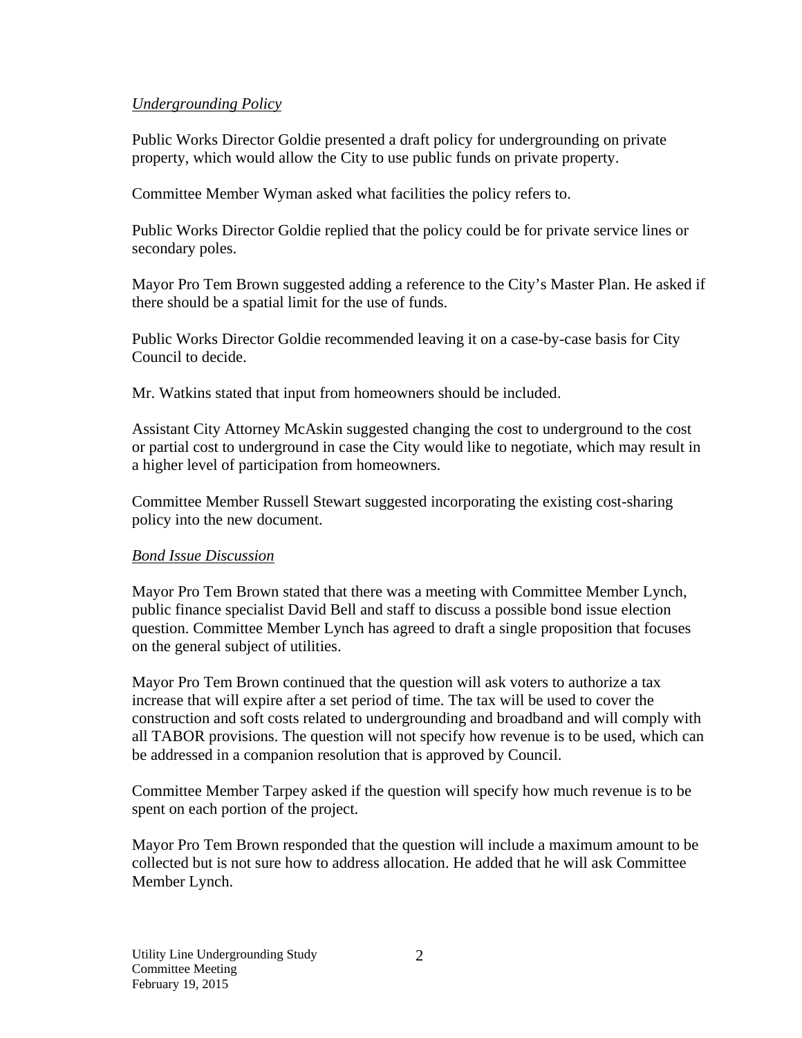*Undergrounding Policy*

Public Works Director Goldie presented a draft policy for undergrounding on private property, which would allow the City to use public funds on private property.

Committee Member Wyman asked what facilities the policy refers to.

Public Works Director Goldie replied that the policy could be for private service lines or secondary poles.

Mayor Pro Tem Brown suggested adding a reference to the City's Master Plan. He asked if there should be a spatial limit for the use of funds.

Public Works Director Goldie recommended leaving it on a case-by-case basis for City Council to decide.

Mr. Watkins stated that input from homeowners should be included.

Assistant City Attorney McAskin suggested changing the cost to underground to the cost or partial cost to underground in case the City would like to negotiate, which may result in a higher level of participation from homeowners.

Committee Member Russell Stewart suggested incorporating the existing cost-sharing policy into the new document.

*Bond Issue Discussion*

Mayor Pro Tem Brown stated that there was a meeting with Committee Member Lynch, public finance specialist David Bell and staff to discuss a possible bond issue election question. Committee Member Lynch has agreed to draft a single proposition that focuses on the general subject of utilities.

Mayor Pro Tem Brown continued that the question will ask voters to authorize a tax increase that will expire after a set period of time. The tax will be used to cover the construction and soft costs related to undergrounding and broadband and will comply with all TABOR provisions. The question will not specify how revenue is to be used, which can be addressed in a companion resolution that is approved by Council.

Committee Member Tarpey asked if the question will specify how much revenue is to be spent on each portion of the project.

Mayor Pro Tem Brown responded that the question will include a maximum amount to be collected but is not sure how to address allocation. He added that he will ask Committee Member Lynch.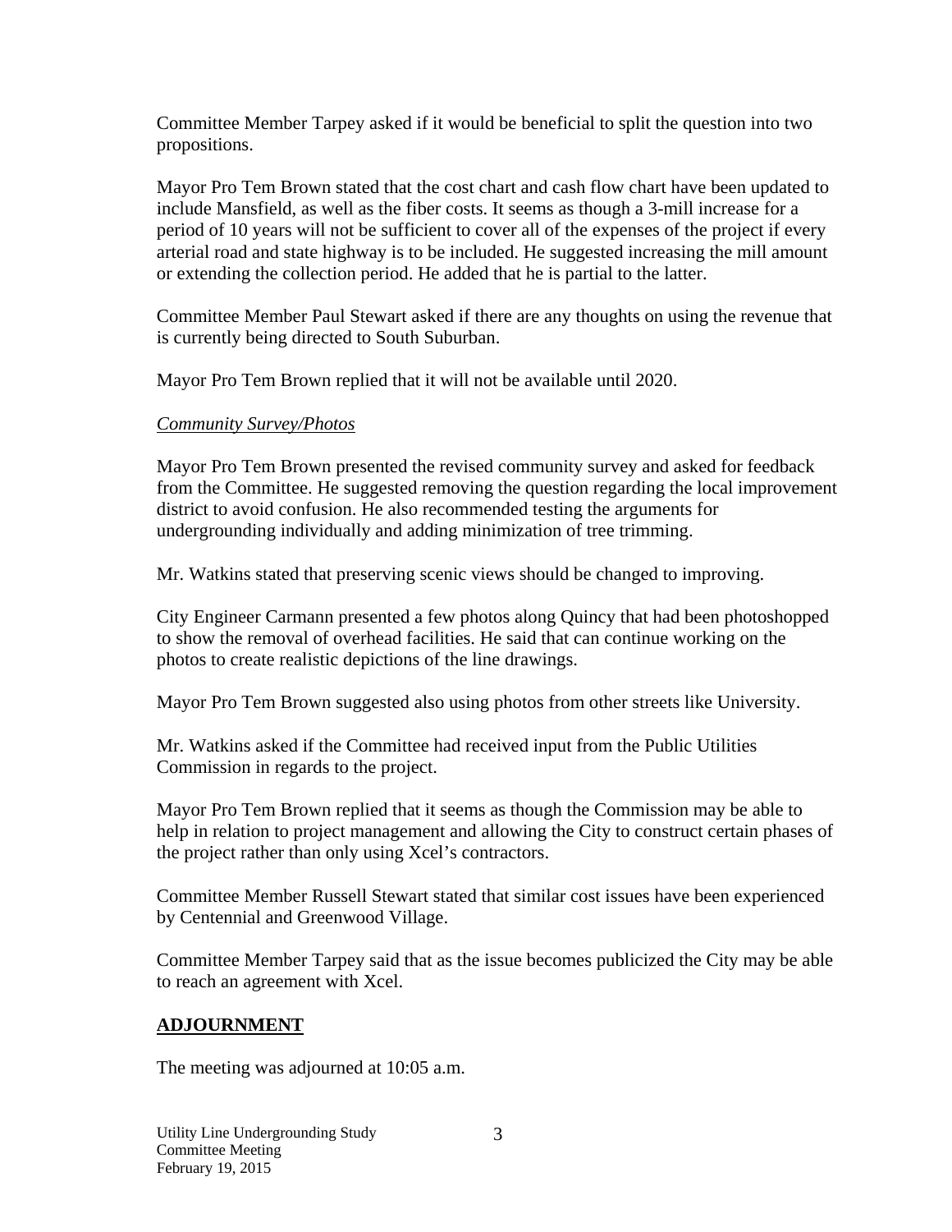Committee Member Tarpey asked if it would be beneficial to split the question into two propositions.

Mayor Pro Tem Brown stated that the cost chart and cash flow chart have been updated to include Mansfield, as well as the fiber costs. It seems as though a 3-mill increase for a period of 10 years will not be sufficient to cover all of the expenses of the project if every arterial road and state highway is to be included. He suggested increasing the mill amount or extending the collection period. He added that he is partial to the latter.

Committee Member Paul Stewart asked if there are any thoughts on using the revenue that is currently being directed to South Suburban.

Mayor Pro Tem Brown replied that it will not be available until 2020.

*Community Survey/Photos*

Mayor Pro Tem Brown presented the revised community survey and asked for feedback from the Committee. He suggested removing the question regarding the local improvement district to avoid confusion. He also recommended testing the arguments for undergrounding individually and adding minimization of tree trimming.

Mr. Watkins stated that preserving scenic views should be changed to improving.

City Engineer Carmann presented a few photos along Quincy that had been photoshopped to show the removal of overhead facilities. He said that can continue working on the photos to create realistic depictions of the line drawings.

Mayor Pro Tem Brown suggested also using photos from other streets like University.

Mr. Watkins asked if the Committee had received input from the Public Utilities Commission in regards to the project.

Mayor Pro Tem Brown replied that it seems as though the Commission may be able to help in relation to project management and allowing the City to construct certain phases of the project rather than only using Xcel's contractors.

Committee Member Russell Stewart stated that similar cost issues have been experienced by Centennial and Greenwood Village.

Committee Member Tarpey said that as the issue becomes publicized the City may be able to reach an agreement with Xcel.

## ADJOURNMENT

The meeting was adjourned at 10:05 a.m.